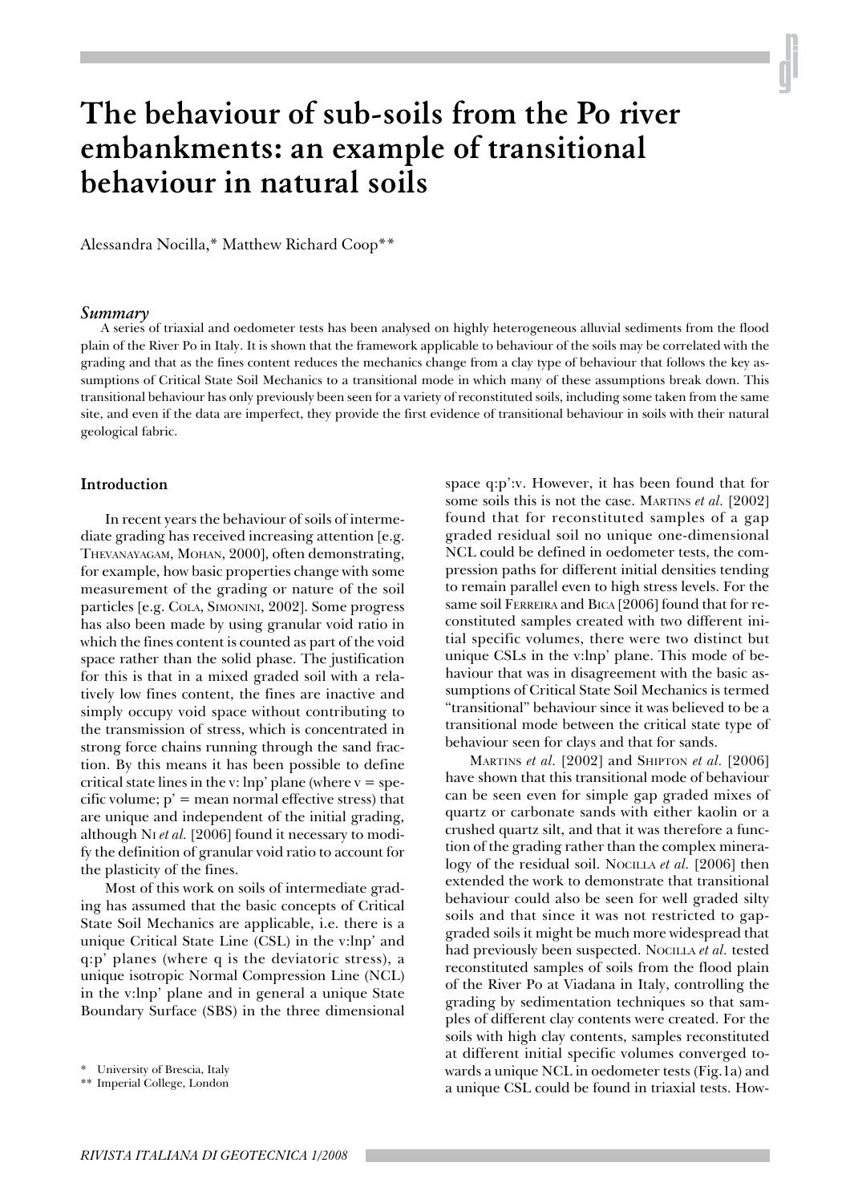# The behaviour of sub-soils from the Po river embankments: an example of transitional behaviour in natural soils

Alessandra Nocilla,* Matthew Richard Coop**

## *Summary*

A series of triaxial and oedometer tests has been analysed on highly heterogeneous alluvial sediments from the flood plain of the River Po in Italy. It is shown that the framework applicable to behaviour of the soils may be correlated with the grading and that as the fines content reduces the mechanics change from a clay type of behaviour that follows the key assumptions of Critical State Soil Mechanics to a transitional mode in which many of these assumptions break down. This transitional behaviour has only previously been seen for a variety of reconstituted soils, including some taken from the same site, and even if the data are imperfect, they provide the first evidence of transitional behaviour in soils with their natural geological fabric.

### Introduction

In recent years the behaviour of soils of intermediate grading has received increasing attention [e.g. THEVANAYAGAM, MOHAN, 2000], often demonstrating, for example, how basic properties change with some measurement of the grading or nature of the soil particles [e.g. COLA, SIMONINI, 2002]. Some progress has also been made by using granular void ratio in which the fines content is counted as part of the void space rather than the solid phase. The justification for this is that in a mixed graded soil with a relatively low fines content, the fines are inactive and simply occupy void space without contributing to the transmission of stress, which is concentrated in strong force chains running through the sand fraction. By this means it has been possible to define critical state lines in the v: lnp' plane (where v = specific volume; p' = mean normal effective stress) that are unique and independent of the initial grading, although NI *et al.* [2006] found it necessary to modify the definition of granular void ratio to account for the plasticity of the fines.

Most of this work on soils of intermediate grading has assumed that the basic concepts of Critical State Soil Mechanics are applicable, i.e. there is a unique Critical State Line (CSL) in the v:lnp' and q:p' planes (where q is the deviatoric stress), a unique isotropic Normal Compression Line (NCL) in the v:lnp' plane and in general a unique State Boundary Surface (SBS) in the three dimensional space q:p':v. However, it has been found that for some soils this is not the case. MARTINS *et al.* [2002] found that for reconstituted samples of a gap graded residual soil no unique one-dimensional NCL could be defined in oedometer tests, the compression paths for different initial densities tending to remain parallel even to high stress levels. For the same soil FERREIRA and BICA [2006] found that for reconstituted samples created with two different initial specific volumes, there were two distinct but unique CSLs in the v:lnp' plane. This mode of behaviour that was in disagreement with the basic assumptions of Critical State Soil Mechanics is termed "transitional" behaviour since it was believed to be a transitional mode between the critical state type of behaviour seen for clays and that for sands.

MARTINS *et al.* [2002] and SHIPTON *et al.* [2006] have shown that this transitional mode of behaviour can be seen even for simple gap graded mixes of quartz or carbonate sands with either kaolin or a crushed quartz silt, and that it was therefore a function of the grading rather than the complex mineralogy of the residual soil. NOCILLA *et al.* [2006] then extended the work to demonstrate that transitional behaviour could also be seen for well graded silty soils and that since it was not restricted to gap-graded soils it might be much more widespread that had previously been suspected. NOCILLA *et al.* tested reconstituted samples of soils from the flood plain of the River Po at Viadana in Italy, controlling the grading by sedimentation techniques so that samples of different clay contents were created. For the soils with high clay contents, samples reconstituted at different initial specific volumes converged towards a unique NCL in oedometer tests (Fig.1a) and a unique CSL could be found in triaxial tests. How-

\* University of Brescia, Italy

** Imperial College, London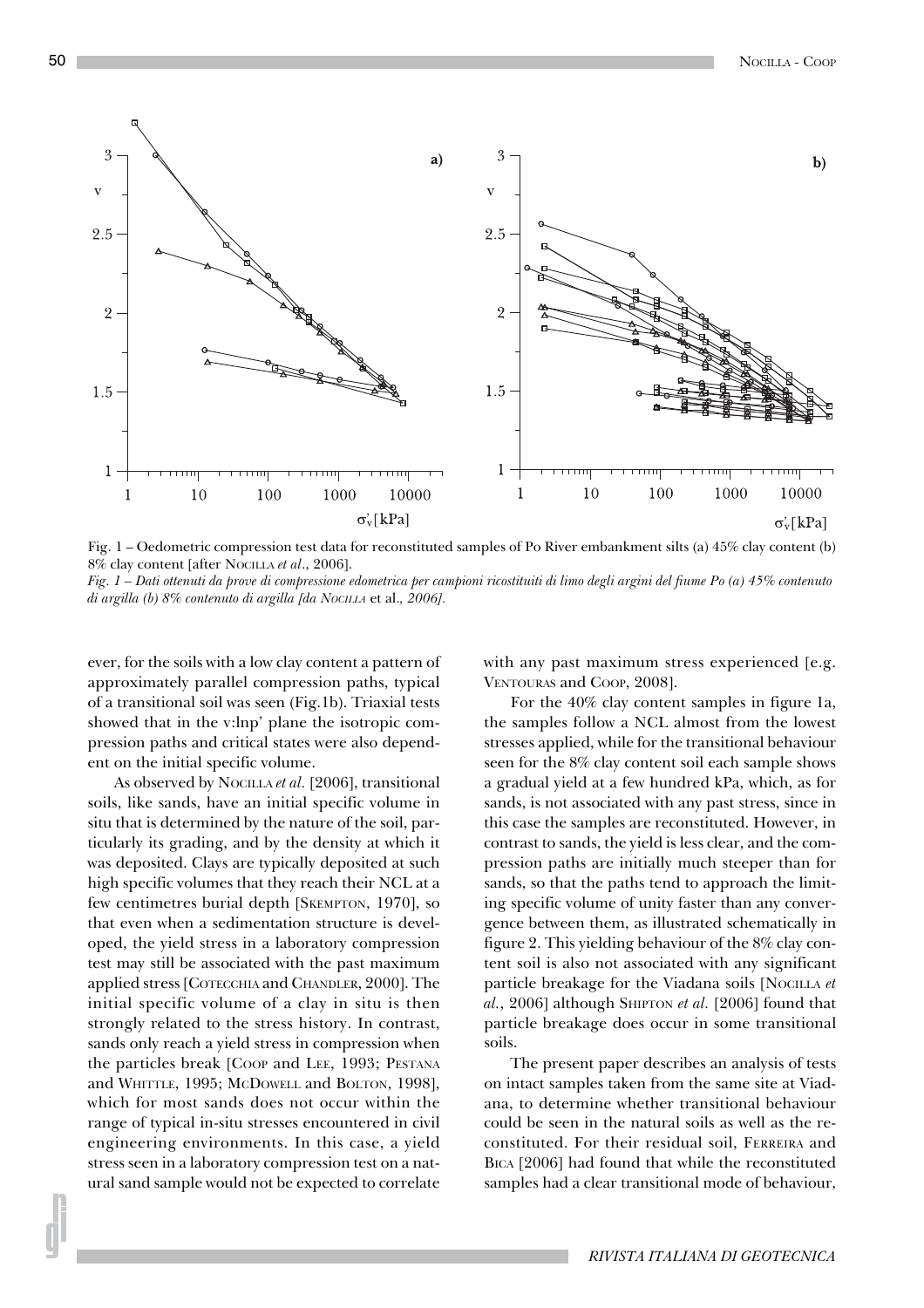Fig. 1 – Oedometric compression test data for reconstituted samples of Po River embankment silts (a) 45% clay content (b) 8% clay content [after NOCILLA *et al*., 2006].

*Fig. 1 – Dati ottenuti da prove di compressione edometrica per campioni ricostituiti di limo degli argini del fiume Po (a) 45% contenuto di argilla (b) 8% contenuto di argilla [da NOCILLA* et al.*, 2006].*

ever, for the soils with a low clay content a pattern of approximately parallel compression paths, typical of a transitional soil was seen (Fig.1b). Triaxial tests showed that in the v:lnp' plane the isotropic compression paths and critical states were also dependent on the initial specific volume.

As observed by NOCILLA *et al*. [2006], transitional soils, like sands, have an initial specific volume in situ that is determined by the nature of the soil, particularly its grading, and by the density at which it was deposited. Clays are typically deposited at such high specific volumes that they reach their NCL at a few centimetres burial depth [SKEMPTON, 1970], so that even when a sedimentation structure is developed, the yield stress in a laboratory compression test may still be associated with the past maximum applied stress [COTECCHIA and CHANDLER, 2000]. The initial specific volume of a clay in situ is then strongly related to the stress history. In contrast, sands only reach a yield stress in compression when the particles break [COOP and LEE, 1993; PESTANA and WHITTLE, 1995; MCDOWELL and BOLTON, 1998], which for most sands does not occur within the range of typical in-situ stresses encountered in civil engineering environments. In this case, a yield stress seen in a laboratory compression test on a natural sand sample would not be expected to correlate with any past maximum stress experienced [e.g. VENTOURAS and COOP, 2008].

For the 40% clay content samples in figure 1a, the samples follow a NCL almost from the lowest stresses applied, while for the transitional behaviour seen for the 8% clay content soil each sample shows a gradual yield at a few hundred kPa, which, as for sands, is not associated with any past stress, since in this case the samples are reconstituted. However, in contrast to sands, the yield is less clear, and the compression paths are initially much steeper than for sands, so that the paths tend to approach the limiting specific volume of unity faster than any convergence between them, as illustrated schematically in figure 2. This yielding behaviour of the 8% clay content soil is also not associated with any significant particle breakage for the Viadana soils [NOCILLA *et al.*, 2006] although SHIPTON *et al.* [2006] found that particle breakage does occur in some transitional soils.

The present paper describes an analysis of tests on intact samples taken from the same site at Viadana, to determine whether transitional behaviour could be seen in the natural soils as well as the reconstituted. For their residual soil, FERREIRA and BICA [2006] had found that while the reconstituted samples had a clear transitional mode of behaviour,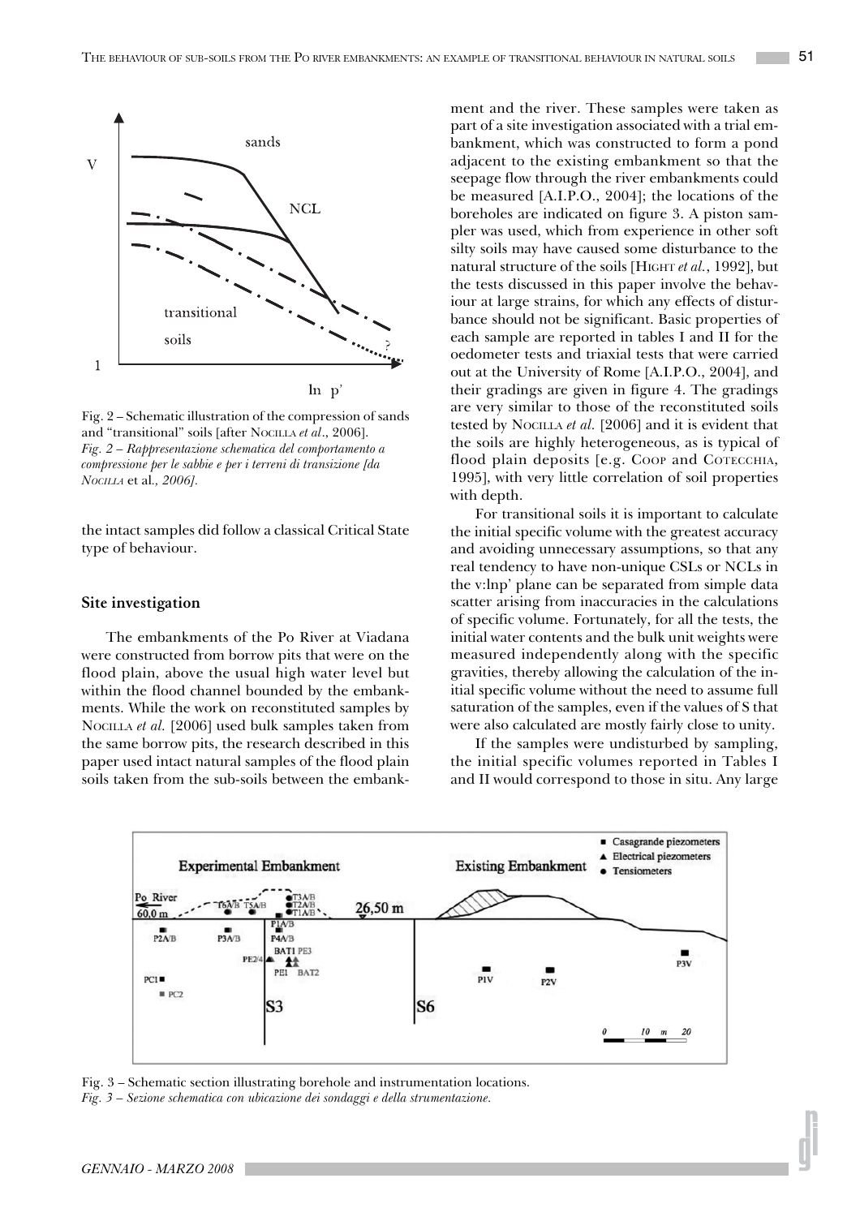Fig. 2 – Schematic illustration of the compression of sands and "transitional" soils [after NOCILLA *et al*., 2006].
*Fig. 2 – Rappresentazione schematica del comportamento a compressione per le sabbie e per i terreni di transizione [da NOCILLA et al., 2006].*

the intact samples did follow a classical Critical State type of behaviour.

## Site investigation

The embankments of the Po River at Viadana were constructed from borrow pits that were on the flood plain, above the usual high water level but within the flood channel bounded by the embankments. While the work on reconstituted samples by NOCILLA *et al.* [2006] used bulk samples taken from the same borrow pits, the research described in this paper used intact natural samples of the flood plain soils taken from the sub-soils between the embankment and the river. These samples were taken as part of a site investigation associated with a trial embankment, which was constructed to form a pond adjacent to the existing embankment so that the seepage flow through the river embankments could be measured [A.I.P.O., 2004]; the locations of the boreholes are indicated on figure 3. A piston sampler was used, which from experience in other soft silty soils may have caused some disturbance to the natural structure of the soils [HIGHT *et al.*, 1992], but the tests discussed in this paper involve the behaviour at large strains, for which any effects of disturbance should not be significant. Basic properties of each sample are reported in tables I and II for the oedometer tests and triaxial tests that were carried out at the University of Rome [A.I.P.O., 2004], and their gradings are given in figure 4. The gradings are very similar to those of the reconstituted soils tested by NOCILLA *et al.* [2006] and it is evident that the soils are highly heterogeneous, as is typical of flood plain deposits [e.g. COOP and COTECCHIA, 1995], with very little correlation of soil properties with depth.

For transitional soils it is important to calculate the initial specific volume with the greatest accuracy and avoiding unnecessary assumptions, so that any real tendency to have non-unique CSLs or NCLs in the v:lnp' plane can be separated from simple data scatter arising from inaccuracies in the calculations of specific volume. Fortunately, for all the tests, the initial water contents and the bulk unit weights were measured independently along with the specific gravities, thereby allowing the calculation of the initial specific volume without the need to assume full saturation of the samples, even if the values of S that were also calculated are mostly fairly close to unity.

If the samples were undisturbed by sampling, the initial specific volumes reported in Tables I and II would correspond to those in situ. Any large

Fig. 3 – Schematic section illustrating borehole and instrumentation locations.
*Fig. 3 – Sezione schematica con ubicazione dei sondaggi e della strumentazione.*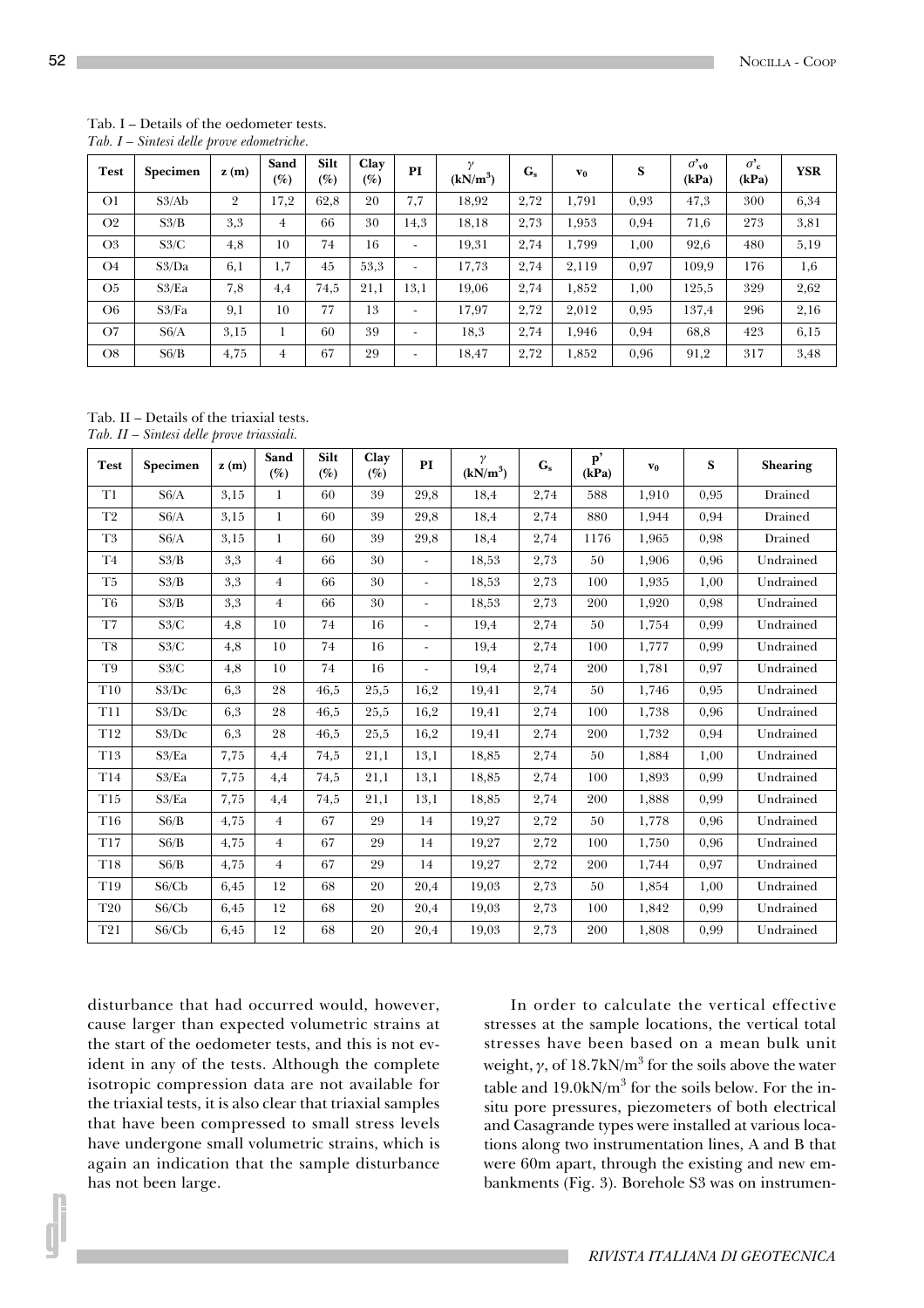Tab. I – Details of the oedometer tests.
*Tab. I – Sintesi delle prove edometriche.*

| Test | Specimen | z (m) | Sand (%) | Silt (%) | Clay (%) | PI | $\gamma$ (kN/m$^3$) | $G_s$ | $v_0$ | S | $\sigma'_{v0}$ (kPa) | $\sigma'_c$ (kPa) | YSR |
|---|---|---|---|---|---|---|---|---|---|---|---|---|---|
| O1 | S3/Ab | 2 | 17,2 | 62,8 | 20 | 7,7 | 18,92 | 2,72 | 1,791 | 0,93 | 47,3 | 300 | 6,34 |
| O2 | S3/B | 3,3 | 4 | 66 | 30 | 14,3 | 18,18 | 2,73 | 1,953 | 0,94 | 71,6 | 273 | 3,81 |
| O3 | S3/C | 4,8 | 10 | 74 | 16 | - | 19,31 | 2,74 | 1,799 | 1,00 | 92,6 | 480 | 5,19 |
| O4 | S3/Da | 6,1 | 1,7 | 45 | 53,3 | - | 17,73 | 2,74 | 2,119 | 0,97 | 109,9 | 176 | 1,6 |
| O5 | S3/Ea | 7,8 | 4,4 | 74,5 | 21,1 | 13,1 | 19,06 | 2,74 | 1,852 | 1,00 | 125,5 | 329 | 2,62 |
| O6 | S3/Fa | 9,1 | 10 | 77 | 13 | - | 17,97 | 2,72 | 2,012 | 0,95 | 137,4 | 296 | 2,16 |
| O7 | S6/A | 3,15 | 1 | 60 | 39 | - | 18,3 | 2,74 | 1,946 | 0,94 | 68,8 | 423 | 6,15 |
| O8 | S6/B | 4,75 | 4 | 67 | 29 | - | 18,47 | 2,72 | 1,852 | 0,96 | 91,2 | 317 | 3,48 |

Tab. II – Details of the triaxial tests.
*Tab. II – Sintesi delle prove triassiali.*

| Test | Specimen | z (m) | Sand (%) | Silt (%) | Clay (%) | PI | $\gamma$ (kN/m$^3$) | $G_s$ | p' (kPa) | $v_0$ | S | Shearing |
|---|---|---|---|---|---|---|---|---|---|---|---|---|
| T1 | S6/A | 3,15 | 1 | 60 | 39 | 29,8 | 18,4 | 2,74 | 588 | 1,910 | 0,95 | Drained |
| T2 | S6/A | 3,15 | 1 | 60 | 39 | 29,8 | 18,4 | 2,74 | 880 | 1,944 | 0,94 | Drained |
| T3 | S6/A | 3,15 | 1 | 60 | 39 | 29,8 | 18,4 | 2,74 | 1176 | 1,965 | 0,98 | Drained |
| T4 | S3/B | 3,3 | 4 | 66 | 30 | - | 18,53 | 2,73 | 50 | 1,906 | 0,96 | Undrained |
| T5 | S3/B | 3,3 | 4 | 66 | 30 | - | 18,53 | 2,73 | 100 | 1,935 | 1,00 | Undrained |
| T6 | S3/B | 3,3 | 4 | 66 | 30 | - | 18,53 | 2,73 | 200 | 1,920 | 0,98 | Undrained |
| T7 | S3/C | 4,8 | 10 | 74 | 16 | - | 19,4 | 2,74 | 50 | 1,754 | 0,99 | Undrained |
| T8 | S3/C | 4,8 | 10 | 74 | 16 | - | 19,4 | 2,74 | 100 | 1,777 | 0,99 | Undrained |
| T9 | S3/C | 4,8 | 10 | 74 | 16 | - | 19,4 | 2,74 | 200 | 1,781 | 0,97 | Undrained |
| T10 | S3/Dc | 6,3 | 28 | 46,5 | 25,5 | 16,2 | 19,41 | 2,74 | 50 | 1,746 | 0,95 | Undrained |
| T11 | S3/Dc | 6,3 | 28 | 46,5 | 25,5 | 16,2 | 19,41 | 2,74 | 100 | 1,738 | 0,96 | Undrained |
| T12 | S3/Dc | 6,3 | 28 | 46,5 | 25,5 | 16,2 | 19,41 | 2,74 | 200 | 1,732 | 0,94 | Undrained |
| T13 | S3/Ea | 7,75 | 4,4 | 74,5 | 21,1 | 13,1 | 18,85 | 2,74 | 50 | 1,884 | 1,00 | Undrained |
| T14 | S3/Ea | 7,75 | 4,4 | 74,5 | 21,1 | 13,1 | 18,85 | 2,74 | 100 | 1,893 | 0,99 | Undrained |
| T15 | S3/Ea | 7,75 | 4,4 | 74,5 | 21,1 | 13,1 | 18,85 | 2,74 | 200 | 1,888 | 0,99 | Undrained |
| T16 | S6/B | 4,75 | 4 | 67 | 29 | 14 | 19,27 | 2,72 | 50 | 1,778 | 0,96 | Undrained |
| T17 | S6/B | 4,75 | 4 | 67 | 29 | 14 | 19,27 | 2,72 | 100 | 1,750 | 0,96 | Undrained |
| T18 | S6/B | 4,75 | 4 | 67 | 29 | 14 | 19,27 | 2,72 | 200 | 1,744 | 0,97 | Undrained |
| T19 | S6/Cb | 6,45 | 12 | 68 | 20 | 20,4 | 19,03 | 2,73 | 50 | 1,854 | 1,00 | Undrained |
| T20 | S6/Cb | 6,45 | 12 | 68 | 20 | 20,4 | 19,03 | 2,73 | 100 | 1,842 | 0,99 | Undrained |
| T21 | S6/Cb | 6,45 | 12 | 68 | 20 | 20,4 | 19,03 | 2,73 | 200 | 1,808 | 0,99 | Undrained |

disturbance that had occurred would, however, cause larger than expected volumetric strains at the start of the oedometer tests, and this is not evident in any of the tests. Although the complete isotropic compression data are not available for the triaxial tests, it is also clear that triaxial samples that have been compressed to small stress levels have undergone small volumetric strains, which is again an indication that the sample disturbance has not been large.

In order to calculate the vertical effective stresses at the sample locations, the vertical total stresses have been based on a mean bulk unit weight, $\gamma$, of 18.7kN/m$^3$ for the soils above the water table and 19.0kN/m$^3$ for the soils below. For the in-situ pore pressures, piezometers of both electrical and Casagrande types were installed at various locations along two instrumentation lines, A and B that were 60m apart, through the existing and new embankments (Fig. 3). Borehole S3 was on instrumen-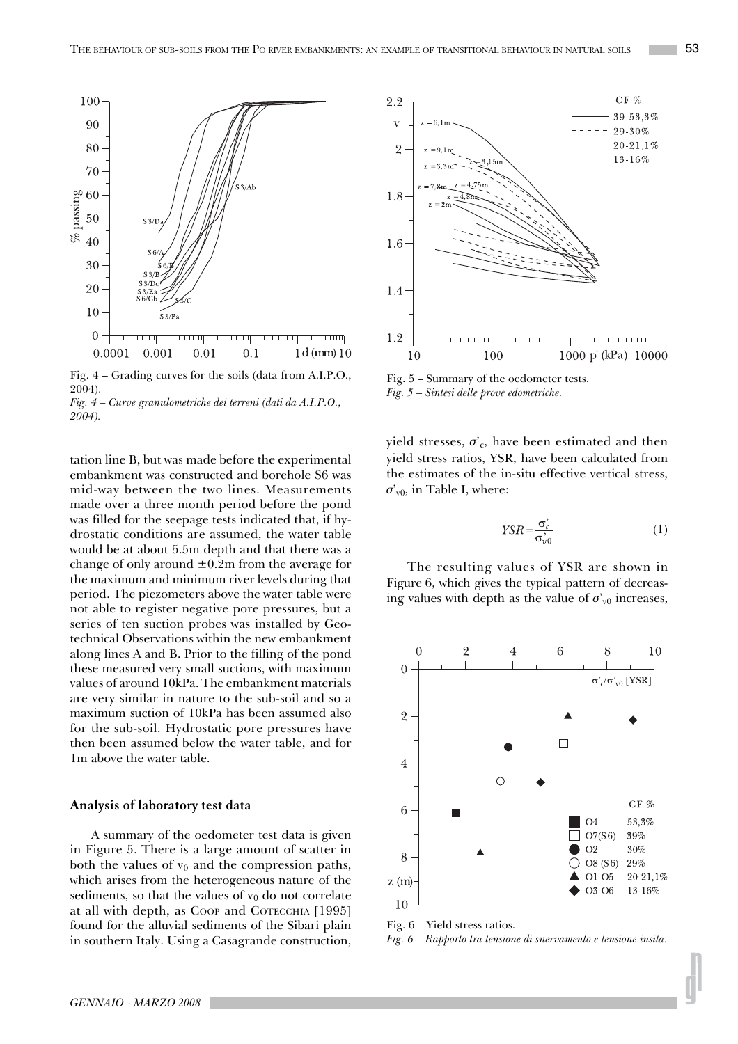Fig. 4 – Grading curves for the soils (data from A.I.P.O., 2004).

*Fig. 4 – Curve granulometriche dei terreni (dati da A.I.P.O., 2004).*

Fig. 5 – Summary of the oedometer tests.

*Fig. 5 – Sintesi delle prove edometriche.*

tation line B, but was made before the experimental embankment was constructed and borehole S6 was mid-way between the two lines. Measurements made over a three month period before the pond was filled for the seepage tests indicated that, if hydrostatic conditions are assumed, the water table would be at about 5.5m depth and that there was a change of only around ±0.2m from the average for the maximum and minimum river levels during that period. The piezometers above the water table were not able to register negative pore pressures, but a series of ten suction probes was installed by Geotechnical Observations within the new embankment along lines A and B. Prior to the filling of the pond these measured very small suctions, with maximum values of around 10kPa. The embankment materials are very similar in nature to the sub-soil and so a maximum suction of 10kPa has been assumed also for the sub-soil. Hydrostatic pore pressures have then been assumed below the water table, and for 1m above the water table.

## Analysis of laboratory test data

A summary of the oedometer test data is given in Figure 5. There is a large amount of scatter in both the values of $v_0$ and the compression paths, which arises from the heterogeneous nature of the sediments, so that the values of $v_0$ do not correlate at all with depth, as COOP and COTECCHIA [1995] found for the alluvial sediments of the Sibari plain in southern Italy. Using a Casagrande construction, yield stresses, $\sigma'_c$, have been estimated and then yield stress ratios, YSR, have been calculated from the estimates of the in-situ effective vertical stress, $\sigma'_{v0}$, in Table I, where:

$$YSR = \frac{\sigma'_c}{\sigma'_{v0}} \tag{1}$$

The resulting values of YSR are shown in Figure 6, which gives the typical pattern of decreasing values with depth as the value of $\sigma'_{v0}$ increases,

Fig. 6 – Yield stress ratios.

*Fig. 6 – Rapporto tra tensione di snervamento e tensione insita.*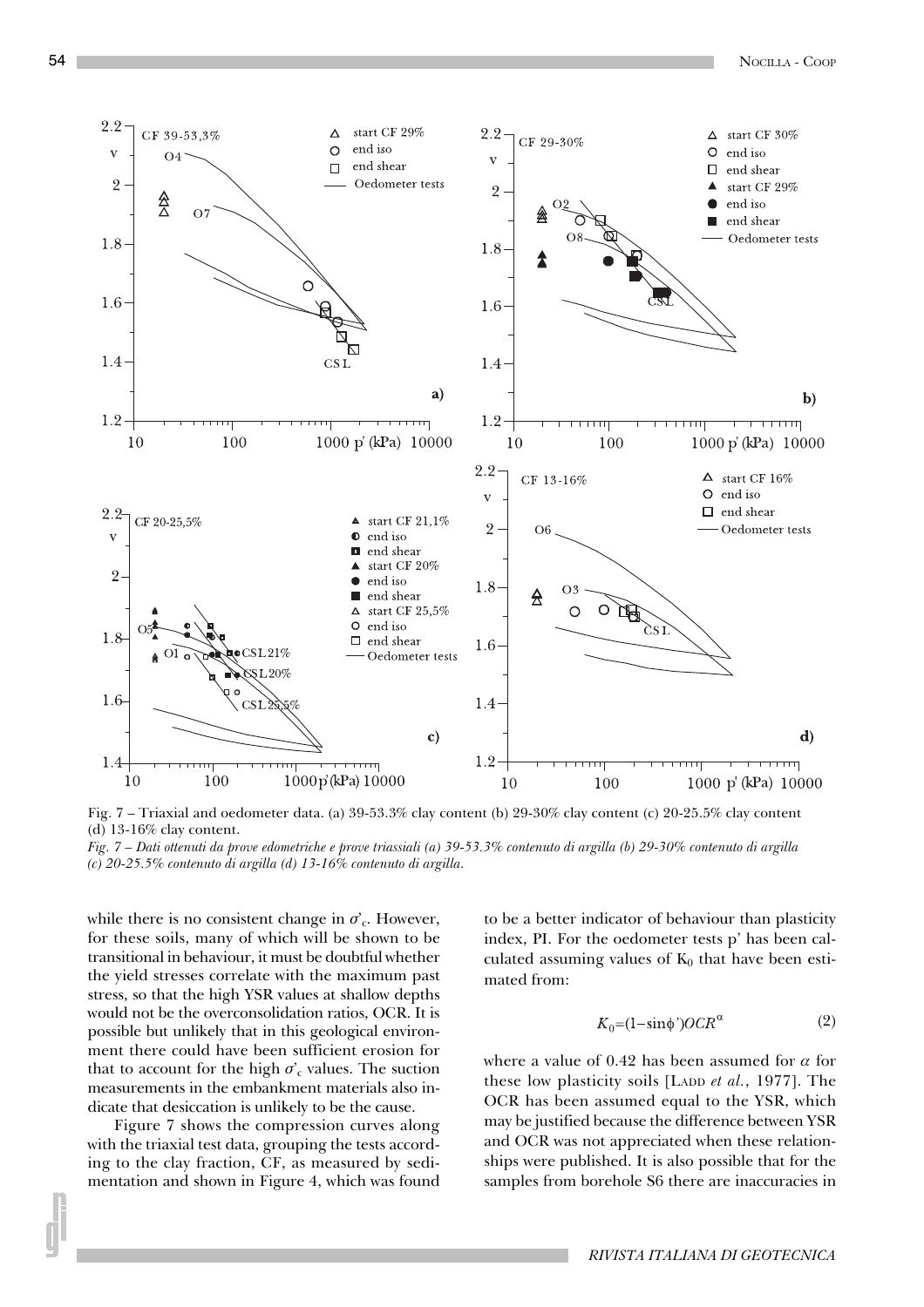Fig. 7 – Triaxial and oedometer data. (a) 39-53.3% clay content (b) 29-30% clay content (c) 20-25.5% clay content (d) 13-16% clay content.

*Fig. 7 – Dati ottenuti da prove edometriche e prove triassiali (a) 39-53.3% contenuto di argilla (b) 29-30% contenuto di argilla (c) 20-25.5% contenuto di argilla (d) 13-16% contenuto di argilla.*

while there is no consistent change in $\sigma'_c$. However, for these soils, many of which will be shown to be transitional in behaviour, it must be doubtful whether the yield stresses correlate with the maximum past stress, so that the high YSR values at shallow depths would not be the overconsolidation ratios, OCR. It is possible but unlikely that in this geological environment there could have been sufficient erosion for that to account for the high $\sigma'_c$ values. The suction measurements in the embankment materials also indicate that desiccation is unlikely to be the cause.

Figure 7 shows the compression curves along with the triaxial test data, grouping the tests according to the clay fraction, CF, as measured by sedimentation and shown in Figure 4, which was found to be a better indicator of behaviour than plasticity index, PI. For the oedometer tests p' has been calculated assuming values of $K_0$ that have been estimated from:

$$K_0=(1-\sin\phi')OCR^{\alpha} \tag{2}$$

where a value of 0.42 has been assumed for $\alpha$ for these low plasticity soils [LADD *et al.*, 1977]. The OCR has been assumed equal to the YSR, which may be justified because the difference between YSR and OCR was not appreciated when these relationships were published. It is also possible that for the samples from borehole S6 there are inaccuracies in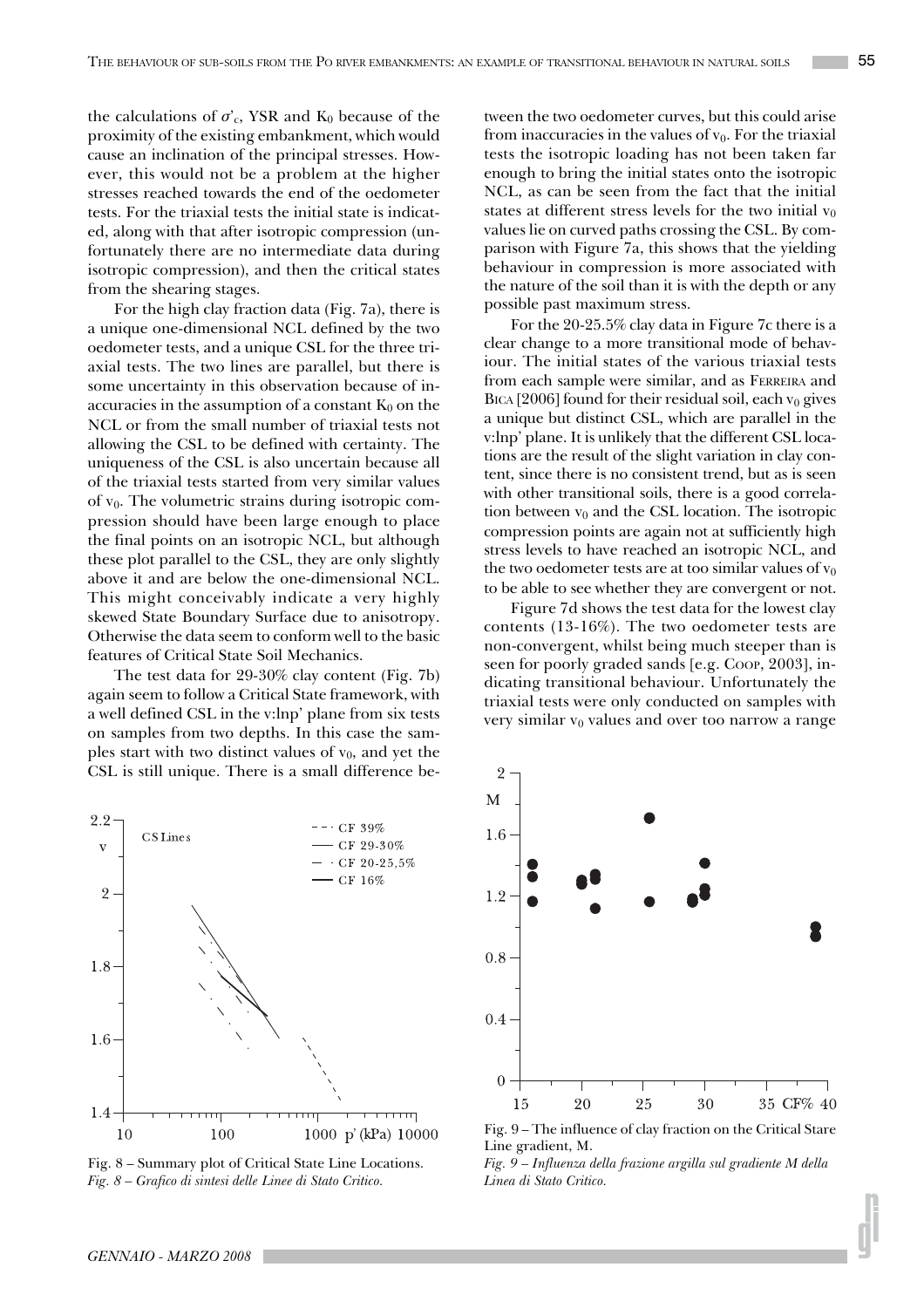the calculations of $\sigma'_c$, YSR and $K_0$ because of the proximity of the existing embankment, which would cause an inclination of the principal stresses. However, this would not be a problem at the higher stresses reached towards the end of the oedometer tests. For the triaxial tests the initial state is indicated, along with that after isotropic compression (unfortunately there are no intermediate data during isotropic compression), and then the critical states from the shearing stages.

For the high clay fraction data (Fig. 7a), there is a unique one-dimensional NCL defined by the two oedometer tests, and a unique CSL for the three triaxial tests. The two lines are parallel, but there is some uncertainty in this observation because of inaccuracies in the assumption of a constant $K_0$ on the NCL or from the small number of triaxial tests not allowing the CSL to be defined with certainty. The uniqueness of the CSL is also uncertain because all of the triaxial tests started from very similar values of $v_0$. The volumetric strains during isotropic compression should have been large enough to place the final points on an isotropic NCL, but although these plot parallel to the CSL, they are only slightly above it and are below the one-dimensional NCL. This might conceivably indicate a very highly skewed State Boundary Surface due to anisotropy. Otherwise the data seem to conform well to the basic features of Critical State Soil Mechanics.

The test data for 29-30% clay content (Fig. 7b) again seem to follow a Critical State framework, with a well defined CSL in the v:lnp' plane from six tests on samples from two depths. In this case the samples start with two distinct values of $v_0$, and yet the CSL is still unique. There is a small difference between the two oedometer curves, but this could arise from inaccuracies in the values of $v_0$. For the triaxial tests the isotropic loading has not been taken far enough to bring the initial states onto the isotropic NCL, as can be seen from the fact that the initial states at different stress levels for the two initial $v_0$ values lie on curved paths crossing the CSL. By comparison with Figure 7a, this shows that the yielding behaviour in compression is more associated with the nature of the soil than it is with the depth or any possible past maximum stress.

For the 20-25.5% clay data in Figure 7c there is a clear change to a more transitional mode of behaviour. The initial states of the various triaxial tests from each sample were similar, and as FERREIRA and BICA [2006] found for their residual soil, each $v_0$ gives a unique but distinct CSL, which are parallel in the v:lnp' plane. It is unlikely that the different CSL locations are the result of the slight variation in clay content, since there is no consistent trend, but as is seen with other transitional soils, there is a good correlation between $v_0$ and the CSL location. The isotropic compression points are again not at sufficiently high stress levels to have reached an isotropic NCL, and the two oedometer tests are at too similar values of $v_0$ to be able to see whether they are convergent or not.

Figure 7d shows the test data for the lowest clay contents (13-16%). The two oedometer tests are non-convergent, whilst being much steeper than is seen for poorly graded sands [e.g. COOP, 2003], indicating transitional behaviour. Unfortunately the triaxial tests were only conducted on samples with very similar $v_0$ values and over too narrow a range

Fig. 8 – Summary plot of Critical State Line Locations.
*Fig. 8 – Grafico di sintesi delle Linee di Stato Critico.*

Fig. 9 – The influence of clay fraction on the Critical Stare Line gradient, M.
*Fig. 9 – Influenza della frazione argilla sul gradiente M della Linea di Stato Critico.*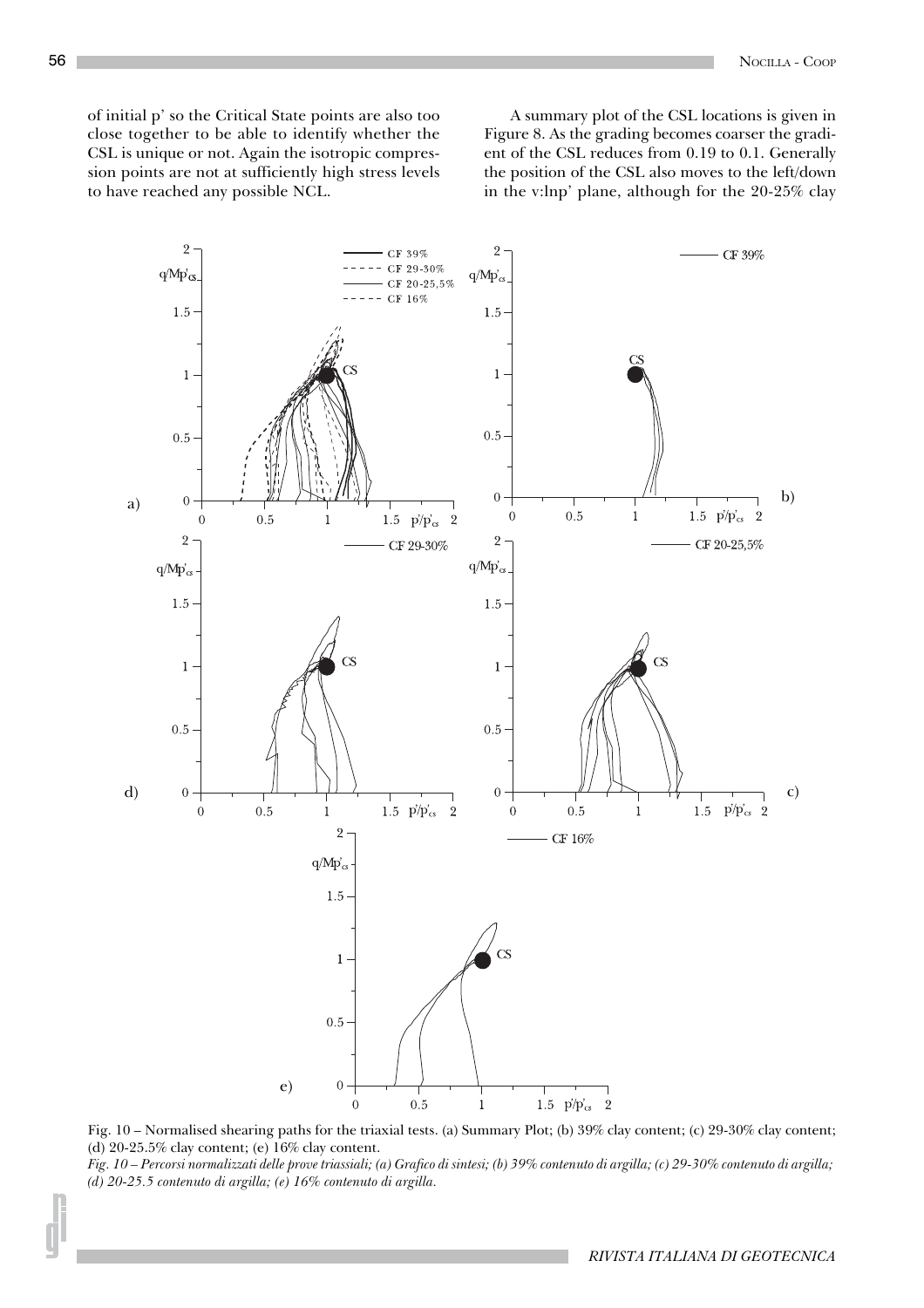of initial p' so the Critical State points are also too close together to be able to identify whether the CSL is unique or not. Again the isotropic compression points are not at sufficiently high stress levels to have reached any possible NCL.

A summary plot of the CSL locations is given in Figure 8. As the grading becomes coarser the gradient of the CSL reduces from 0.19 to 0.1. Generally the position of the CSL also moves to the left/down in the v:lnp' plane, although for the 20-25% clay

Fig. 10 – Normalised shearing paths for the triaxial tests. (a) Summary Plot; (b) 39% clay content; (c) 29-30% clay content; (d) 20-25.5% clay content; (e) 16% clay content.

*Fig. 10 – Percorsi normalizzati delle prove triassiali; (a) Grafico di sintesi; (b) 39% contenuto di argilla; (c) 29-30% contenuto di argilla; (d) 20-25.5 contenuto di argilla; (e) 16% contenuto di argilla.*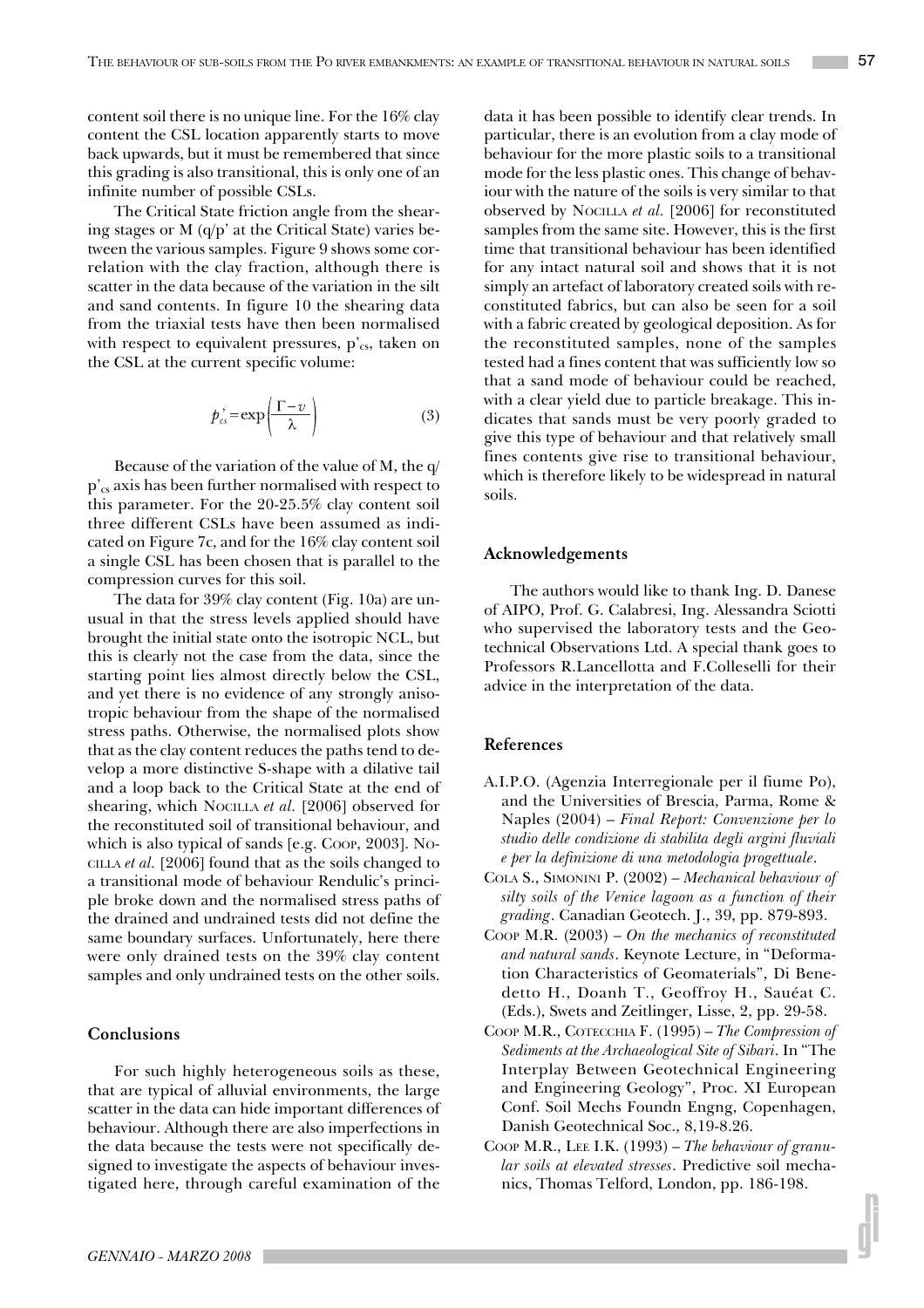content soil there is no unique line. For the 16% clay content the CSL location apparently starts to move back upwards, but it must be remembered that since this grading is also transitional, this is only one of an infinite number of possible CSLs.

The Critical State friction angle from the shearing stages or M (q/p' at the Critical State) varies between the various samples. Figure 9 shows some correlation with the clay fraction, although there is scatter in the data because of the variation in the silt and sand contents. In figure 10 the shearing data from the triaxial tests have then been normalised with respect to equivalent pressures, $p'_{cs}$, taken on the CSL at the current specific volume:

$$p'_{cs} = \exp\left(\frac{\Gamma - v}{\lambda}\right) \tag{3}$$

Because of the variation of the value of M, the $q/p'_{cs}$ axis has been further normalised with respect to this parameter. For the 20-25.5% clay content soil three different CSLs have been assumed as indicated on Figure 7c, and for the 16% clay content soil a single CSL has been chosen that is parallel to the compression curves for this soil.

The data for 39% clay content (Fig. 10a) are unusual in that the stress levels applied should have brought the initial state onto the isotropic NCL, but this is clearly not the case from the data, since the starting point lies almost directly below the CSL, and yet there is no evidence of any strongly anisotropic behaviour from the shape of the normalised stress paths. Otherwise, the normalised plots show that as the clay content reduces the paths tend to develop a more distinctive S-shape with a dilative tail and a loop back to the Critical State at the end of shearing, which NOCILLA *et al.* [2006] observed for the reconstituted soil of transitional behaviour, and which is also typical of sands [e.g. COOP, 2003]. NOCILLA *et al.* [2006] found that as the soils changed to a transitional mode of behaviour Rendulic's principle broke down and the normalised stress paths of the drained and undrained tests did not define the same boundary surfaces. Unfortunately, here there were only drained tests on the 39% clay content samples and only undrained tests on the other soils.

## Conclusions

For such highly heterogeneous soils as these, that are typical of alluvial environments, the large scatter in the data can hide important differences of behaviour. Although there are also imperfections in the data because the tests were not specifically designed to investigate the aspects of behaviour investigated here, through careful examination of the data it has been possible to identify clear trends. In particular, there is an evolution from a clay mode of behaviour for the more plastic soils to a transitional mode for the less plastic ones. This change of behaviour with the nature of the soils is very similar to that observed by NOCILLA *et al.* [2006] for reconstituted samples from the same site. However, this is the first time that transitional behaviour has been identified for any intact natural soil and shows that it is not simply an artefact of laboratory created soils with reconstituted fabrics, but can also be seen for a soil with a fabric created by geological deposition. As for the reconstituted samples, none of the samples tested had a fines content that was sufficiently low so that a sand mode of behaviour could be reached, with a clear yield due to particle breakage. This indicates that sands must be very poorly graded to give this type of behaviour and that relatively small fines contents give rise to transitional behaviour, which is therefore likely to be widespread in natural soils.

## Acknowledgements

The authors would like to thank Ing. D. Danese of AIPO, Prof. G. Calabresi, Ing. Alessandra Sciotti who supervised the laboratory tests and the Geotechnical Observations Ltd. A special thank goes to Professors R.Lancellotta and F.Colleselli for their advice in the interpretation of the data.

## References

A.I.P.O. (Agenzia Interregionale per il fiume Po), and the Universities of Brescia, Parma, Rome & Naples (2004) – *Final Report: Convenzione per lo studio delle condizione di stabilita degli argini fluviali e per la definizione di una metodologia progettuale*.

COLA S., SIMONINI P. (2002) – *Mechanical behaviour of silty soils of the Venice lagoon as a function of their grading*. Canadian Geotech. J., 39, pp. 879-893.

COOP M.R. (2003) – *On the mechanics of reconstituted and natural sands*. Keynote Lecture, in "Deformation Characteristics of Geomaterials", Di Benedetto H., Doanh T., Geoffroy H., Sauéat C. (Eds.), Swets and Zeitlinger, Lisse, 2, pp. 29-58.

COOP M.R., COTECCHIA F. (1995) – *The Compression of Sediments at the Archaeological Site of Sibari*. In "The Interplay Between Geotechnical Engineering and Engineering Geology", Proc. XI European Conf. Soil Mechs Foundn Engng, Copenhagen, Danish Geotechnical Soc., 8,19-8.26.

COOP M.R., LEE I.K. (1993) – *The behaviour of granular soils at elevated stresses*. Predictive soil mechanics, Thomas Telford, London, pp. 186-198.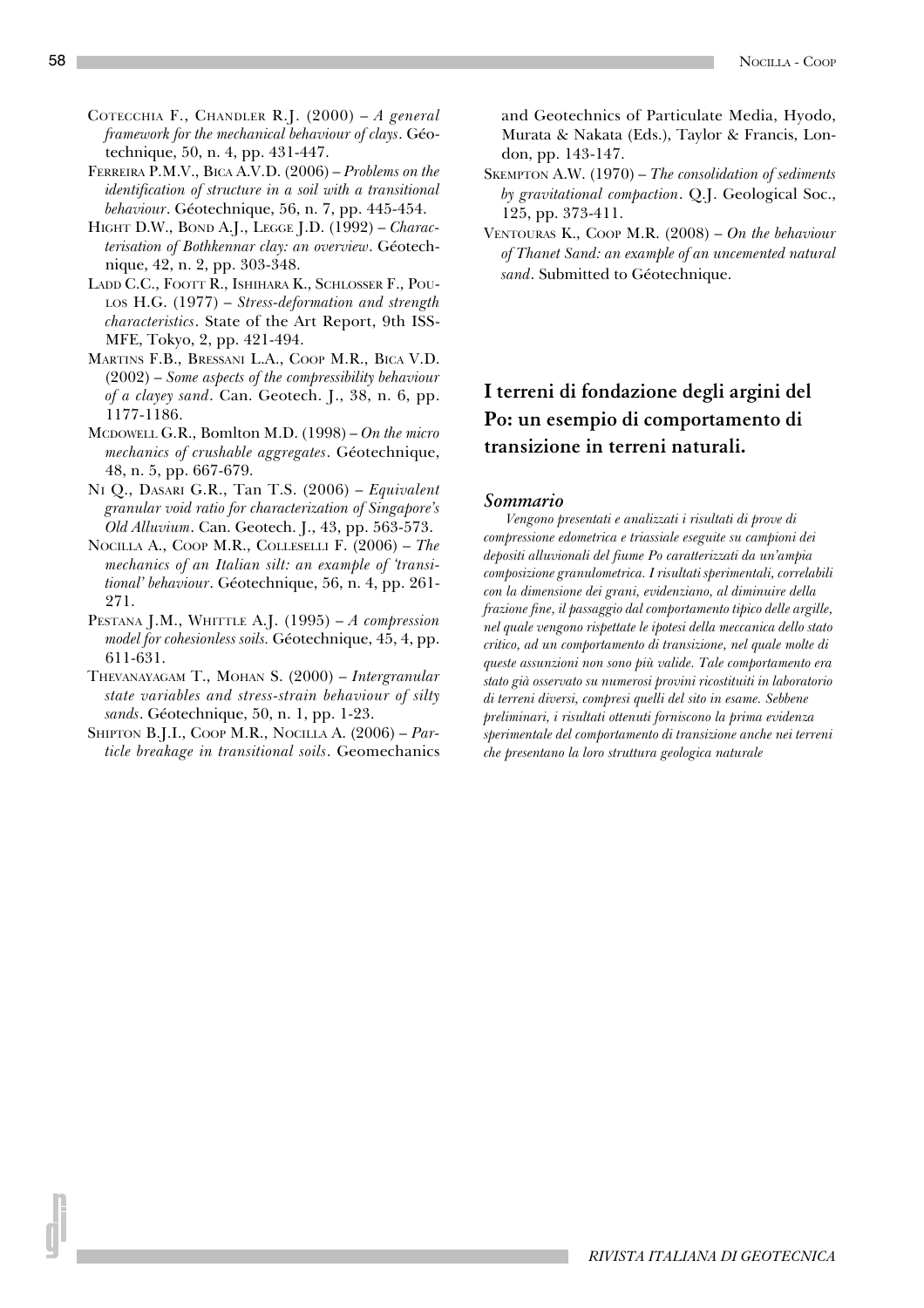COTECCHIA F., CHANDLER R.J. (2000) – *A general framework for the mechanical behaviour of clays*. Géotechnique, 50, n. 4, pp. 431-447.

FERREIRA P.M.V., BICA A.V.D. (2006) – *Problems on the identification of structure in a soil with a transitional behaviour*. Géotechnique, 56, n. 7, pp. 445-454.

HIGHT D.W., BOND A.J., LEGGE J.D. (1992) – *Characterisation of Bothkennar clay: an overview*. Géotechnique, 42, n. 2, pp. 303-348.

LADD C.C., FOOTT R., ISHIHARA K., SCHLOSSER F., POULOS H.G. (1977) – *Stress-deformation and strength characteristics*. State of the Art Report, 9th ISSMFE, Tokyo, 2, pp. 421-494.

MARTINS F.B., BRESSANI L.A., COOP M.R., BICA V.D. (2002) – *Some aspects of the compressibility behaviour of a clayey sand*. Can. Geotech. J., 38, n. 6, pp. 1177-1186.

MCDOWELL G.R., Bomlton M.D. (1998) – *On the micro mechanics of crushable aggregates*. Géotechnique, 48, n. 5, pp. 667-679.

NI Q., DASARI G.R., Tan T.S. (2006) – *Equivalent granular void ratio for characterization of Singapore's Old Alluvium*. Can. Geotech. J., 43, pp. 563-573.

NOCILLA A., COOP M.R., COLLESELLI F. (2006) – *The mechanics of an Italian silt: an example of 'transitional' behaviour*. Géotechnique, 56, n. 4, pp. 261-271.

PESTANA J.M., WHITTLE A.J. (1995) – *A compression model for cohesionless soils.* Géotechnique, 45, 4, pp. 611-631.

THEVANAYAGAM T., MOHAN S. (2000) – *Intergranular state variables and stress-strain behaviour of silty sands*. Géotechnique, 50, n. 1, pp. 1-23.

SHIPTON B.J.I., COOP M.R., NOCILLA A. (2006) – *Particle breakage in transitional soils*. Geomechanics and Geotechnics of Particulate Media, Hyodo, Murata & Nakata (Eds.), Taylor & Francis, London, pp. 143-147.

SKEMPTON A.W. (1970) – *The consolidation of sediments by gravitational compaction*. Q.J. Geological Soc., 125, pp. 373-411.

VENTOURAS K., COOP M.R. (2008) – *On the behaviour of Thanet Sand: an example of an uncemented natural sand*. Submitted to Géotechnique.

## I terreni di fondazione degli argini del Po: un esempio di comportamento di transizione in terreni naturali.

### *Sommario*

*Vengono presentati e analizzati i risultati di prove di compressione edometrica e triassiale eseguite su campioni dei depositi alluvionali del fiume Po caratterizzati da un'ampia composizione granulometrica. I risultati sperimentali, correlabili con la dimensione dei grani, evidenziano, al diminuire della frazione fine, il passaggio dal comportamento tipico delle argille, nel quale vengono rispettate le ipotesi della meccanica dello stato critico, ad un comportamento di transizione, nel quale molte di queste assunzioni non sono più valide. Tale comportamento era stato già osservato su numerosi provini ricostituiti in laboratorio di terreni diversi, compresi quelli del sito in esame. Sebbene preliminari, i risultati ottenuti forniscono la prima evidenza sperimentale del comportamento di transizione anche nei terreni che presentano la loro struttura geologica naturale*